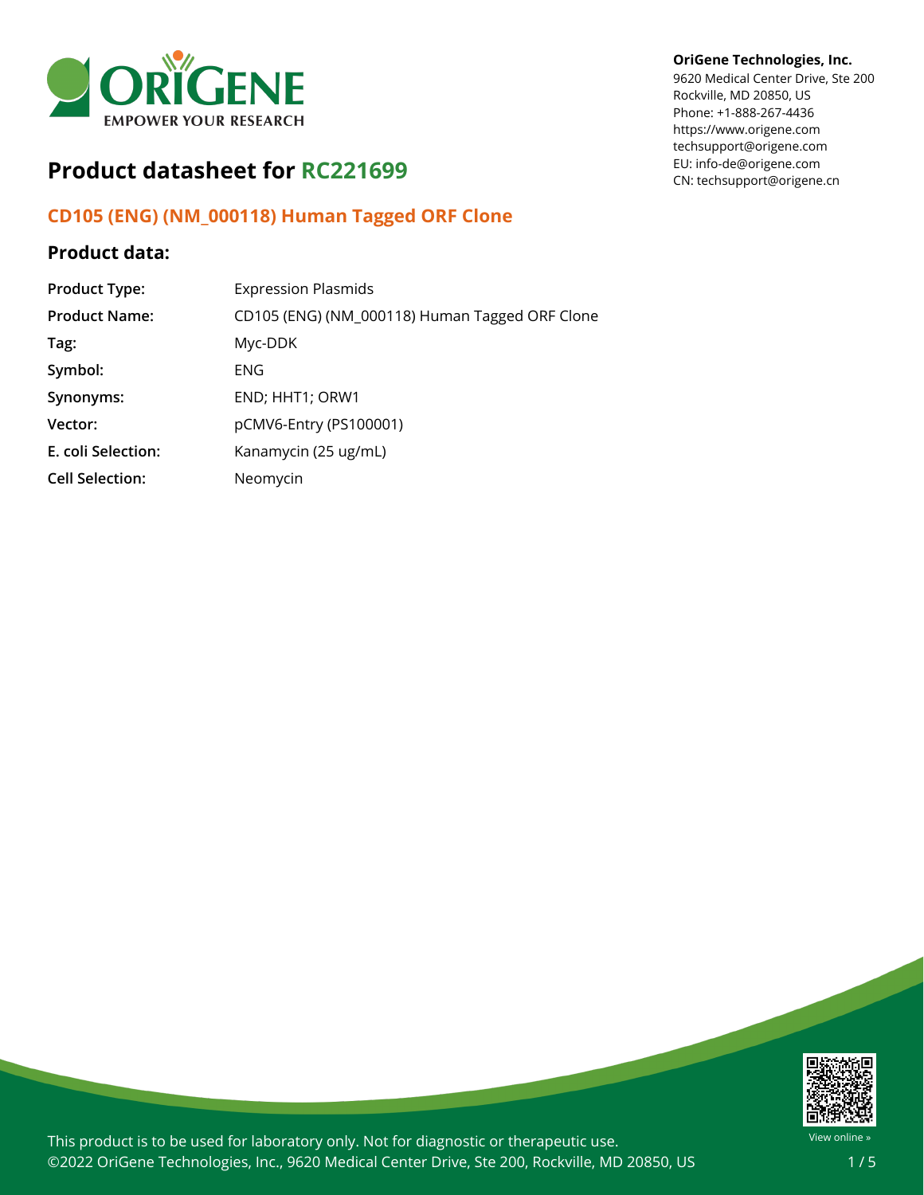OriGene Technologies, Inc.
9620 Medical Center Drive, Ste 200
Rockville, MD 20850, US
Phone: +1-888-267-4436
https://www.origene.com
techsupport@origene.com
EU: info-de@origene.com
CN: techsupport@origene.cn

# Product datasheet for RC221699

## CD105 (ENG) (NM_000118) Human Tagged ORF Clone

### Product data:

| | |
|---|---|
| **Product Type:** | Expression Plasmids |
| **Product Name:** | CD105 (ENG) (NM_000118) Human Tagged ORF Clone |
| **Tag:** | Myc-DDK |
| **Symbol:** | ENG |
| **Synonyms:** | END; HHT1; ORW1 |
| **Vector:** | pCMV6-Entry (PS100001) |
| **E. coli Selection:** | Kanamycin (25 ug/mL) |
| **Cell Selection:** | Neomycin |

This product is to be used for laboratory only. Not for diagnostic or therapeutic use.
©2022 OriGene Technologies, Inc., 9620 Medical Center Drive, Ste 200, Rockville, MD 20850, US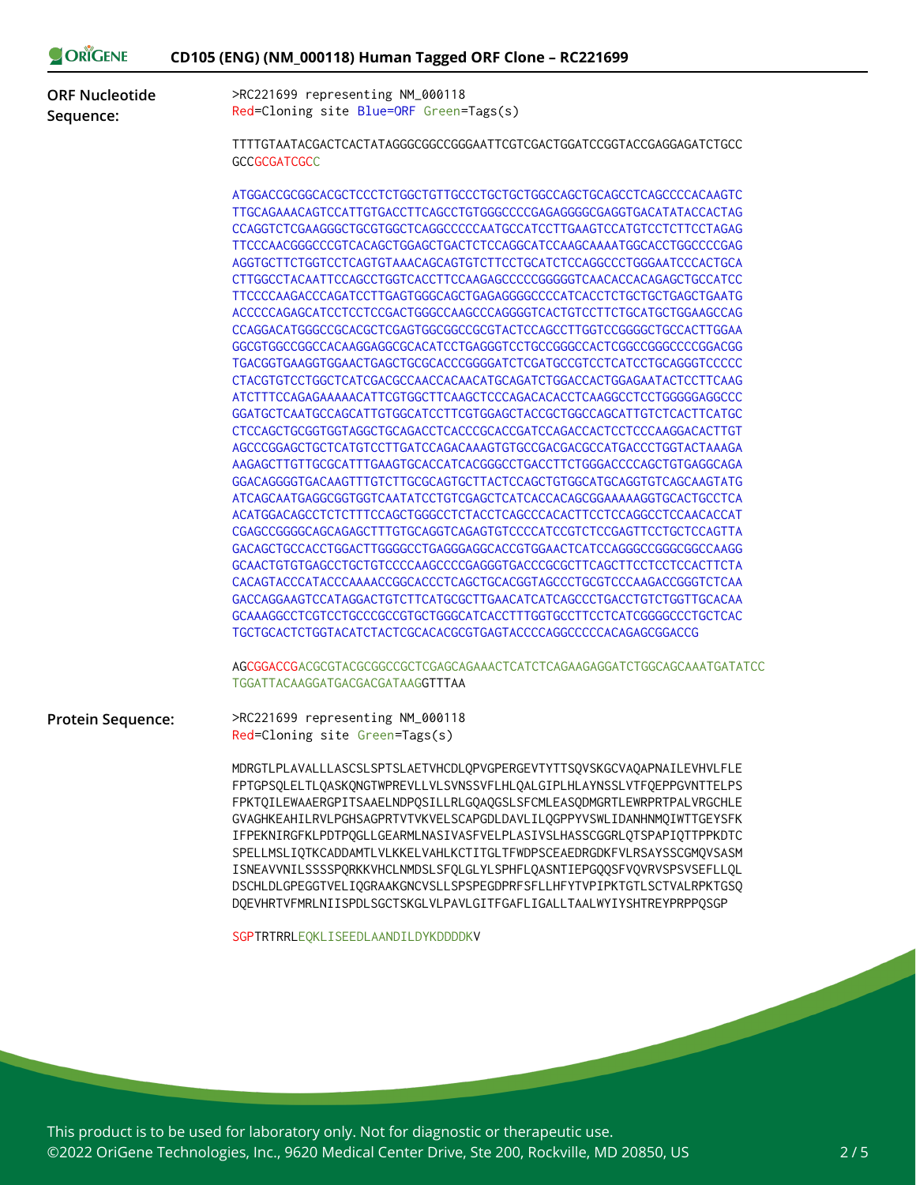**ORF Nucleotide Sequence:**

>RC221699 representing NM_000118
Red=Cloning site Blue=ORF Green=Tags(s)

TTTTGTAATACGACTCACTATAGGGCGGCCGGGAATTCGTCGACTGGATCCGGTACCGAGGAGATCTGCC
GCCGCGATCGCC

ATGGACCGCGGCACGCTCCCTCTGGCTGTTGCCCTGCTGCTGGCCAGCTGCAGCCTCAGCCCCACAAGTC
TTGCAGAAACAGTCCATTGTGACCTTCAGCCTGTGGGCCCCGAGAGGGGCGAGGTGACATATACCACTAG
CCAGGTCTCGAAGGGCTGCGTGGCTCAGGCCCCCAATGCCATCCTTGAAGTCCATGTCCTCTTCCTAGAG
TTCCCAACGGGCCCGTCACAGCTGGAGCTGACTCTCCAGGCATCCAAGCAAAATGGCACCTGGCCCCGAG
AGGTGCTTCTGGTCCTCAGTGTAAACAGCAGTGTCTTCCTGCATCTCCAGGCCCTGGGAATCCCACTGCA
CTTGGCCTACAATTCCAGCCTGGTCACCTTCCAAGAGCCCCGGGGGTCAACACCACAGAGCTGCCATCC
TTCCCCAAGACCCAGATCCTTGAGTGGGCAGCTGAGAGGGGCCCCATCACCTCTGCTGCTGAGCTGAATG
ACCCCCAGAGCATCCTCCTCCGACTGGGCCAAGCCCAGGGGTCACTGTCCTTCTGCATGCTGGAAGCCAG
CCAGGACATGGGCCGCACGCTCGAGTGGCGGCCGCGTACTCCAGCCTTGGTCCGGGGCTGCCACTTGGAA
GGCGTGGCCGGCCACAAGGAGGCGCACATCCTGAGGGTCCTGCCGGGCCACTCGGCCGGGCCCCGGACGG
TGACGGTGAAGGTGGAACTGAGCTGCGCACCCGGGGATCTCGATGCCGTCCTCATCCTGCAGGGTCCCCC
CTACGTGTCCTGGCTCATCGACGCCAACCACAACATGCAGATCTGGACCACTGGAGAATACTCCTTCAAG
ATCTTTCCAGAGAAAAACATTCGTGGCTTCAAGCTCCCAGACACACCTCAAGGCCTCCTGGGGGAGGCCC
GGATGCTCAATGCCAGCATTGTGGCATCCTTCGTGGAGCTACCGCTGGCCAGCATTGTCTCACTTCATGC
CTCCAGCTGCGGTGGTAGGCTGCAGACCTCACCCGCACCGATCCAGACCACTCCTCCCAAGGACACTTGT
AGCCCGGAGCTGCTCATGTCCTTGATCCAGACAAAGTGTGCCGACGACGCCATGACCCTGGTACTAAAGA
AAGAGCTTGTTGCGCATTTGAAGTGCACCATCACGGGCCTGACCTTCTGGGACCCCAGCTGTGAGGCAGA
GGACAGGGGTGACAAGTTTGTCTTGCGCAGTGCTTACTCCAGCTGTGGCATGCAGGTGTCAGCAAGTATG
ATCAGCAATGAGGCGGTGGTCAATATCCTGTCGAGCTCATCACCACAGCGGAAAAAGGTGCACTGCCTCA
ACATGGACAGCCTCTCTTTCCAGCTGGGCCTCTACCTCAGCCCACACTTCCTCCAGGCCTCCAACACCAT
CGAGCCGGGGCAGCAGAGCTTTGTGCAGGTCAGAGTGTCCCCATCCGTCTCCGAGTTCCTGCTCCAGTTA
GACAGCTGCCACCTGGACTTGGGGCCTGAGGGAGGCACCGTGGAACTCATCCAGGGCCGGGCGGCCAAGG
GCAACTGTGTGAGCCTGCTGTCCCCAAGCCCCGAGGGTGACCCGCGCTTCAGCTTCCTCCTCCACTTCTA
CACAGTACCCATACCCAAAACCGGCACCCTCAGCTGCACGGTAGCCCTGCGTCCCAAGACCGGGTCTCAA
GACCAGGAAGTCCATAGGACTGTCTTCATGCGCTTGAACATCATCAGCCCTGACCTGTCTGGTTGCACAA
GCAAAGGCCTCGTCCTGCCCGCCGTGCTGGGCATCACCTTTGGTGCCTTCCTCATCGGGGCCCTGCTCAC
TGCTGCACTCTGGTACATCTACTCGCACACGCGTGAGTACCCCAGGCCCCCACAGAGCGGACCG

AGCGGACCGACGCGTACGCGGCCGCTCGAGCAGAAACTCATCTCAGAAGAGGATCTGGCAGCAAATGATATCC
TGGATTACAAGGATGACGACGATAAGGTTTAA

**Protein Sequence:**

>RC221699 representing NM_000118
Red=Cloning site Green=Tags(s)

MDRGTLPLAVALLLASCSLSPTSLAETVHCDLQPVGPERGEVTYTTSQVSKGCVAQAPNAILEVHVLFLE
FPTGPSQLELTLQASKQNGTWPREVLLVLSVNSSVFLHLQALGIPLHLAYNSSLVTFQEPPGVNTTELPS
FPKTQILEWAAERGPITSAAELNDPQSILLRLGQAQGSLSFCMLEASQDMGRTLEWRPRTPALVRGCHLE
GVAGHKEAHILRVLPGHSAGPRTVTVKVELSCAPGDLDAVLILQGPPYVSWLIDANHNMQIWTTGEYSFK
IFPEKNIRGFKLPDTPQGLLGEARMLNASIVASFVELPLASIVSLHASSCGGRLQTSPAPIQTTPPKDTC
SPELLMSLIQTKCADDAMTLVLKKELVAHLKCTITGLTFWDPSCEAEDRGDKFVLRSAYSSCGMQVSASM
ISNEAVVNILSSSSPQRKKVHCLNMDSLSFQLGLYLSPHFLQASNTIEPGQQSFVQVRVSPSVSEFLLQL
DSCHLDLGPEGGTVELIQGRAAKGNCVSLLSPSPEGDPRFSFLLHFYTVPIPKTGTLSCTVALRPKTGSQ
DQEVHRTVFMRLNIISPDLSGCTSKGLVLPAVLGITFGAFLIGALLTAALWYIYSHTREYPRPPQSGP

SGPTRTRRLEQKLISEEDLAANDILDYKDDDDKV

This product is to be used for laboratory only. Not for diagnostic or therapeutic use.
©2022 OriGene Technologies, Inc., 9620 Medical Center Drive, Ste 200, Rockville, MD 20850, US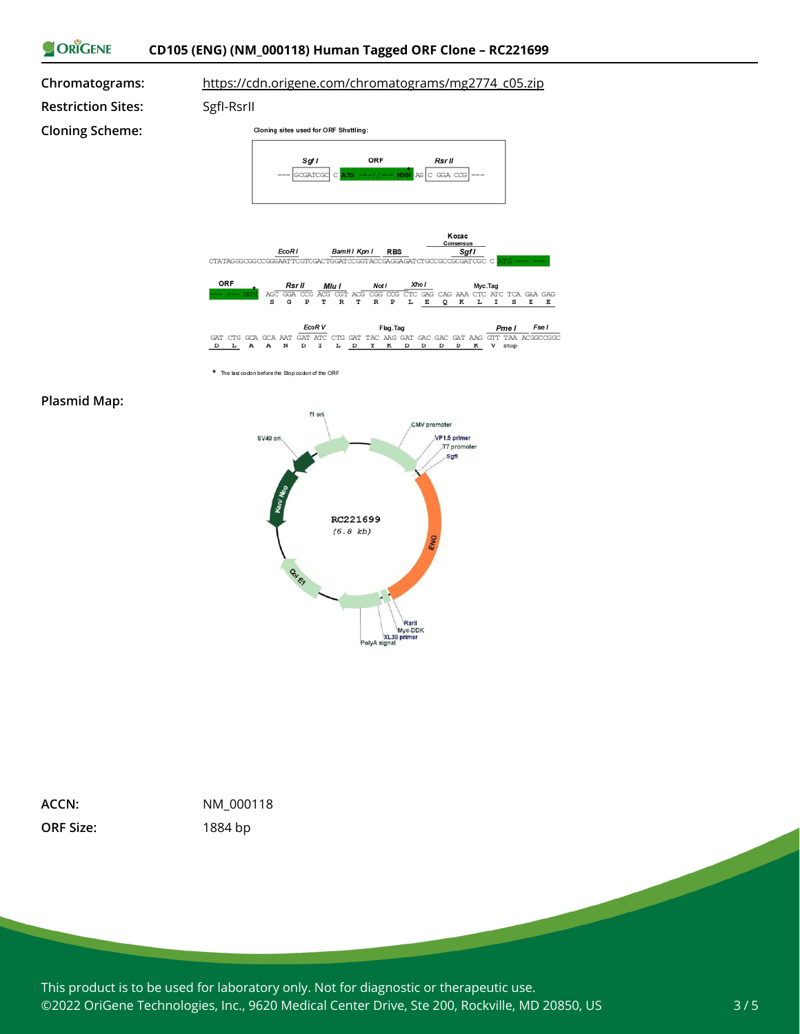**Chromatograms:** https://cdn.origene.com/chromatograms/mg2774_c05.zip

**Restriction Sites:** SgfI-RsrII

**Cloning Scheme:**

Cloning sites used for ORF Shuttling:

```
         Sgf I          ORF              Rsr II
--- GCGATCGC C ATG ---//--- NNN AG C GGA CCG ---
```

```
                    EcoR I        BamH I Kpn I   RBS              Kozac Consensus / Sgf I
CTATAGGGCGGCCGGGAATTCGTCGACTGGATCCGGTACCGAGGAGATCTGCCGCCGCGATCGC C ATG --- ---

ORF         Rsr II       Mlu I       Not I       Xho I       Myc.Tag
--- --- NNN AGC GGA CCG ACG CGT ACG CGG CCG CTC GAG CAG AAA CTC ATC TCA GAA GAG
             S   G   P   T   R   T   R   P   L   E   Q   K   L   I   S   E   E

                    EcoR V              Flag.Tag                    Pme I    Fse I
GAT CTG GCA GCA AAT GAT ATC CTG GAT TAC AAG GAT GAC GAC GAT AAG GTT TAA ACGGCCGGC
 D   L   A   A   N   D   I   L   D   Y   K   D   D   D   D   K   V  Stop
```

\* The last codon before the Stop codon of the ORF

**Plasmid Map:**

RC221699 (6.8 kb)

f1 ori, CMV promoter, VP1.5 primer, T7 promoter, SgfI, ENG, RsrII, Myc-DDK, XL39 primer, PolyA signal, Col E1, Kan/ Neo, SV40 ori

**ACCN:** NM_000118

**ORF Size:** 1884 bp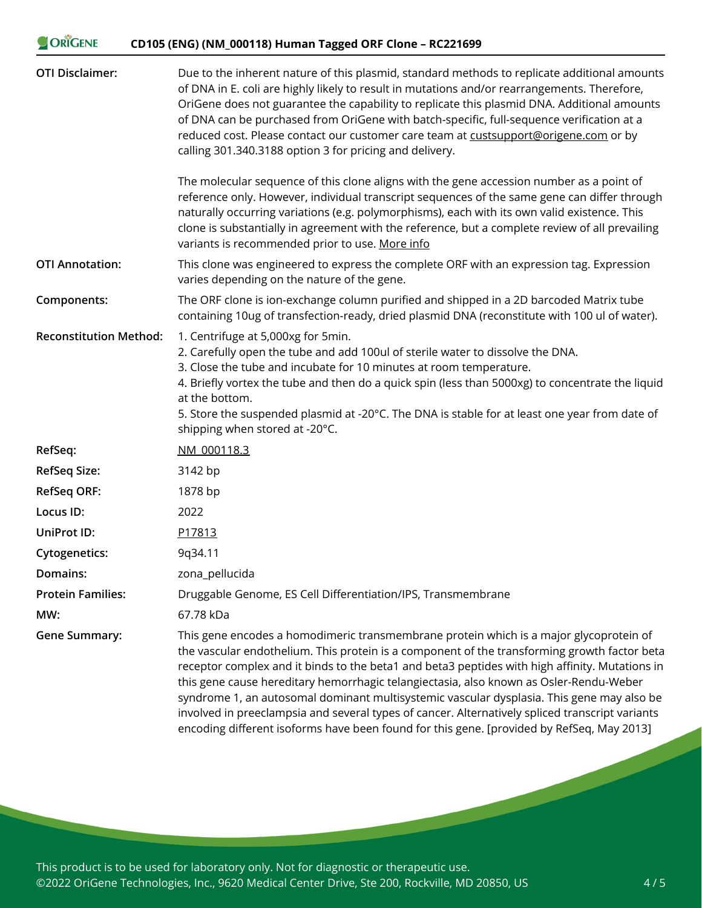| | |
|---|---|
| **OTI Disclaimer:** | Due to the inherent nature of this plasmid, standard methods to replicate additional amounts of DNA in E. coli are highly likely to result in mutations and/or rearrangements. Therefore, OriGene does not guarantee the capability to replicate this plasmid DNA. Additional amounts of DNA can be purchased from OriGene with batch-specific, full-sequence verification at a reduced cost. Please contact our customer care team at custsupport@origene.com or by calling 301.340.3188 option 3 for pricing and delivery.<br><br>The molecular sequence of this clone aligns with the gene accession number as a point of reference only. However, individual transcript sequences of the same gene can differ through naturally occurring variations (e.g. polymorphisms), each with its own valid existence. This clone is substantially in agreement with the reference, but a complete review of all prevailing variants is recommended prior to use. More info |
| **OTI Annotation:** | This clone was engineered to express the complete ORF with an expression tag. Expression varies depending on the nature of the gene. |
| **Components:** | The ORF clone is ion-exchange column purified and shipped in a 2D barcoded Matrix tube containing 10ug of transfection-ready, dried plasmid DNA (reconstitute with 100 ul of water). |
| **Reconstitution Method:** | 1. Centrifuge at 5,000xg for 5min.<br>2. Carefully open the tube and add 100ul of sterile water to dissolve the DNA.<br>3. Close the tube and incubate for 10 minutes at room temperature.<br>4. Briefly vortex the tube and then do a quick spin (less than 5000xg) to concentrate the liquid at the bottom.<br>5. Store the suspended plasmid at -20°C. The DNA is stable for at least one year from date of shipping when stored at -20°C. |
| **RefSeq:** | NM_000118.3 |
| **RefSeq Size:** | 3142 bp |
| **RefSeq ORF:** | 1878 bp |
| **Locus ID:** | 2022 |
| **UniProt ID:** | P17813 |
| **Cytogenetics:** | 9q34.11 |
| **Domains:** | zona_pellucida |
| **Protein Families:** | Druggable Genome, ES Cell Differentiation/IPS, Transmembrane |
| **MW:** | 67.78 kDa |
| **Gene Summary:** | This gene encodes a homodimeric transmembrane protein which is a major glycoprotein of the vascular endothelium. This protein is a component of the transforming growth factor beta receptor complex and it binds to the beta1 and beta3 peptides with high affinity. Mutations in this gene cause hereditary hemorrhagic telangiectasia, also known as Osler-Rendu-Weber syndrome 1, an autosomal dominant multisystemic vascular dysplasia. This gene may also be involved in preeclampsia and several types of cancer. Alternatively spliced transcript variants encoding different isoforms have been found for this gene. [provided by RefSeq, May 2013] |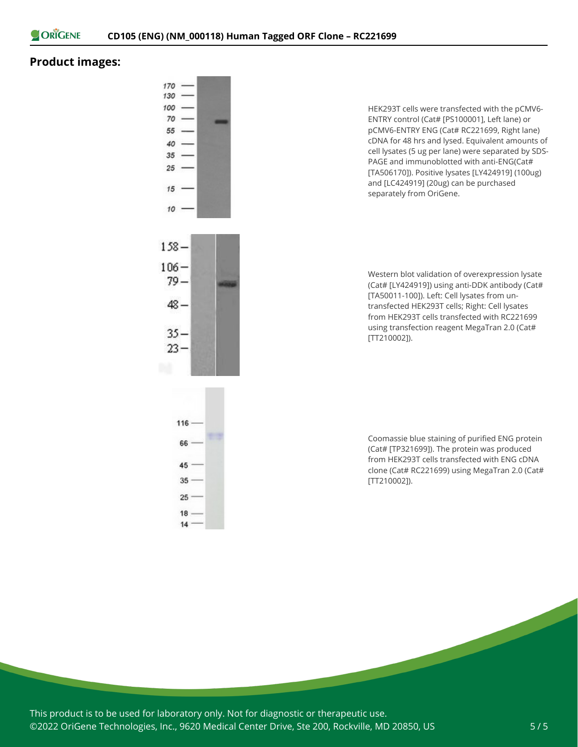## Product images:

170
130
100
70
55
40
35
25
15
10

HEK293T cells were transfected with the pCMV6-ENTRY control (Cat# [PS100001], Left lane) or pCMV6-ENTRY ENG (Cat# RC221699, Right lane) cDNA for 48 hrs and lysed. Equivalent amounts of cell lysates (5 ug per lane) were separated by SDS-PAGE and immunoblotted with anti-ENG(Cat# [TA506170]). Positive lysates [LY424919] (100ug) and [LC424919] (20ug) can be purchased separately from OriGene.

158
106
79
48
35
23

Western blot validation of overexpression lysate (Cat# [LY424919]) using anti-DDK antibody (Cat# [TA50011-100]). Left: Cell lysates from un-transfected HEK293T cells; Right: Cell lysates from HEK293T cells transfected with RC221699 using transfection reagent MegaTran 2.0 (Cat# [TT210002]).

116
66
45
35
25
18
14

Coomassie blue staining of purified ENG protein (Cat# [TP321699]). The protein was produced from HEK293T cells transfected with ENG cDNA clone (Cat# RC221699) using MegaTran 2.0 (Cat# [TT210002]).

This product is to be used for laboratory only. Not for diagnostic or therapeutic use.
©2022 OriGene Technologies, Inc., 9620 Medical Center Drive, Ste 200, Rockville, MD 20850, US